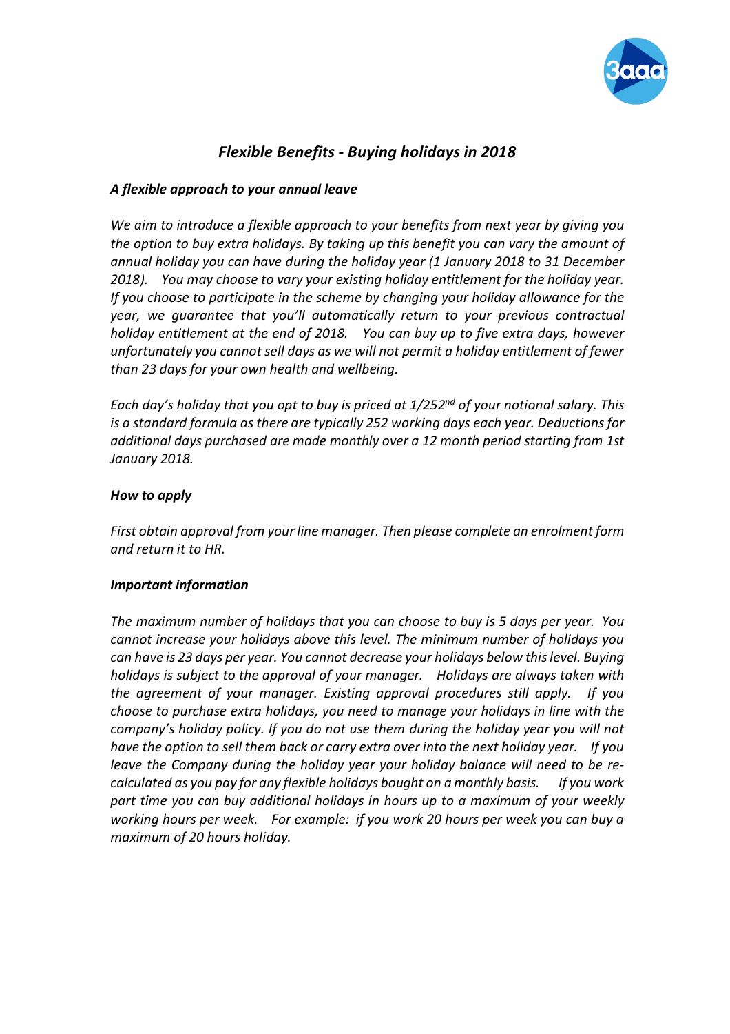# *Flexible Benefits - Buying holidays in 2018*

### *A flexible approach to your annual leave*

*We aim to introduce a flexible approach to your benefits from next year by giving you the option to buy extra holidays. By taking up this benefit you can vary the amount of annual holiday you can have during the holiday year (1 January 2018 to 31 December 2018). You may choose to vary your existing holiday entitlement for the holiday year. If you choose to participate in the scheme by changing your holiday allowance for the year, we guarantee that you'll automatically return to your previous contractual holiday entitlement at the end of 2018. You can buy up to five extra days, however unfortunately you cannot sell days as we will not permit a holiday entitlement of fewer than 23 days for your own health and wellbeing.*

*Each day's holiday that you opt to buy is priced at 1/252nd of your notional salary. This is a standard formula as there are typically 252 working days each year. Deductions for additional days purchased are made monthly over a 12 month period starting from 1st January 2018.*

### *How to apply*

*First obtain approval from your line manager. Then please complete an enrolment form and return it to HR.*

### *Important information*

*The maximum number of holidays that you can choose to buy is 5 days per year. You cannot increase your holidays above this level. The minimum number of holidays you can have is 23 days per year. You cannot decrease your holidays below this level. Buying holidays is subject to the approval of your manager. Holidays are always taken with the agreement of your manager. Existing approval procedures still apply. If you choose to purchase extra holidays, you need to manage your holidays in line with the company's holiday policy. If you do not use them during the holiday year you will not have the option to sell them back or carry extra over into the next holiday year. If you leave the Company during the holiday year your holiday balance will need to be re-calculated as you pay for any flexible holidays bought on a monthly basis. If you work part time you can buy additional holidays in hours up to a maximum of your weekly working hours per week. For example: if you work 20 hours per week you can buy a maximum of 20 hours holiday.*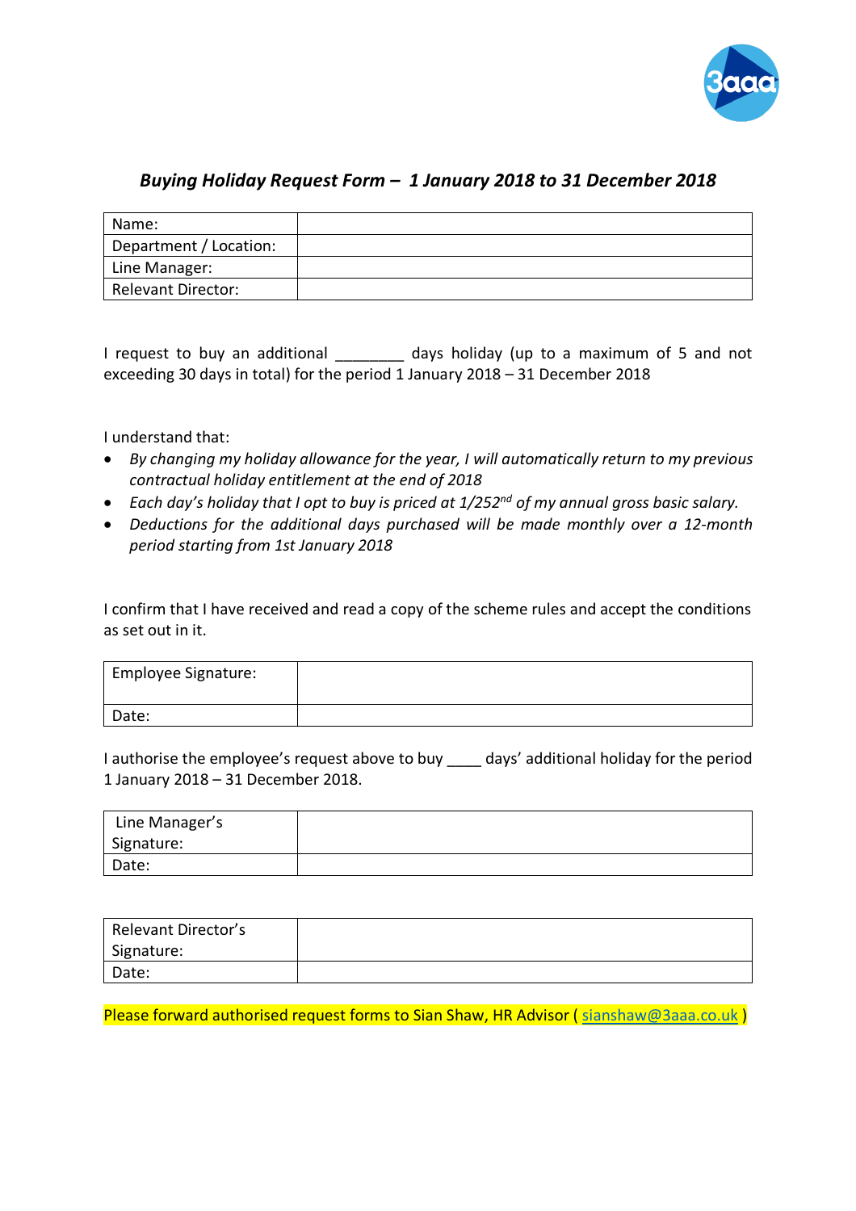## *Buying Holiday Request Form – 1 January 2018 to 31 December 2018*

| | |
|---|---|
| Name: | |
| Department / Location: | |
| Line Manager: | |
| Relevant Director: | |

I request to buy an additional ________ days holiday (up to a maximum of 5 and not exceeding 30 days in total) for the period 1 January 2018 – 31 December 2018

I understand that:

- *By changing my holiday allowance for the year, I will automatically return to my previous contractual holiday entitlement at the end of 2018*
- *Each day's holiday that I opt to buy is priced at 1/252nd of my annual gross basic salary.*
- *Deductions for the additional days purchased will be made monthly over a 12-month period starting from 1st January 2018*

I confirm that I have received and read a copy of the scheme rules and accept the conditions as set out in it.

| | |
|---|---|
| Employee Signature: | |
| Date: | |

I authorise the employee's request above to buy ____ days' additional holiday for the period 1 January 2018 – 31 December 2018.

| | |
|---|---|
| Line Manager's Signature: | |
| Date: | |

| | |
|---|---|
| Relevant Director's Signature: | |
| Date: | |

Please forward authorised request forms to Sian Shaw, HR Advisor ( sianshaw@3aaa.co.uk )